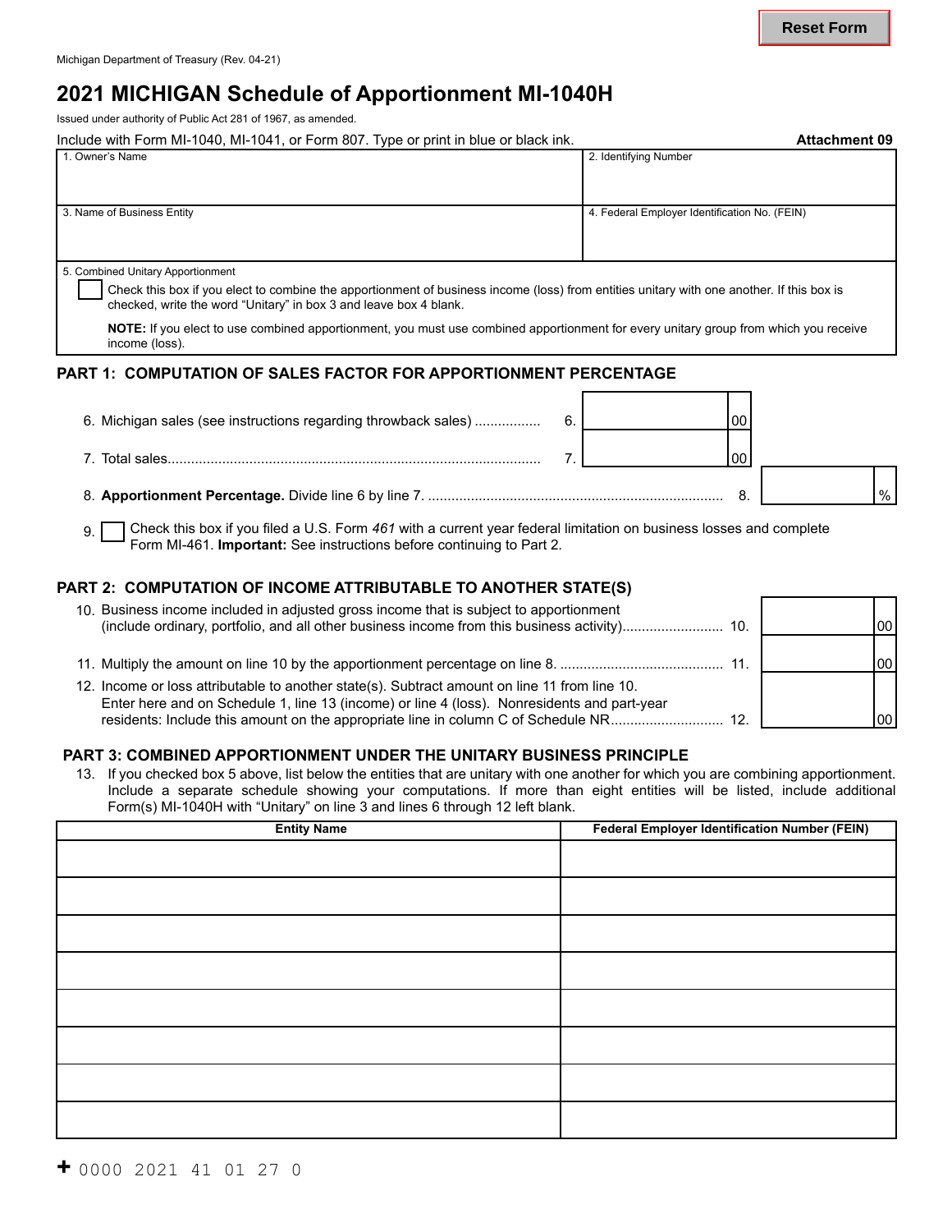Michigan Department of Treasury (Rev. 04-21)

# 2021 MICHIGAN Schedule of Apportionment MI-1040H

Issued under authority of Public Act 281 of 1967, as amended.

Include with Form MI-1040, MI-1041, or Form 807. Type or print in blue or black ink. **Attachment 09**

| 1. Owner's Name | 2. Identifying Number |
|---|---|
| | |
| **3. Name of Business Entity** | **4. Federal Employer Identification No. (FEIN)** |
| | |

5. Combined Unitary Apportionment

☐ Check this box if you elect to combine the apportionment of business income (loss) from entities unitary with one another. If this box is checked, write the word "Unitary" in box 3 and leave box 4 blank.

**NOTE:** If you elect to use combined apportionment, you must use combined apportionment for every unitary group from which you receive income (loss).

## PART 1: COMPUTATION OF SALES FACTOR FOR APPORTIONMENT PERCENTAGE

6. Michigan sales (see instructions regarding throwback sales) ................ 6. ______ 00

7. Total sales................................................................................ 7. ______ 00

8. **Apportionment Percentage.** Divide line 6 by line 7. ........................................................................... 8. ______ %

9. ☐ Check this box if you filed a U.S. Form *461* with a current year federal limitation on business losses and complete Form MI-461. **Important:** See instructions before continuing to Part 2.

## PART 2: COMPUTATION OF INCOME ATTRIBUTABLE TO ANOTHER STATE(S)

10. Business income included in adjusted gross income that is subject to apportionment (include ordinary, portfolio, and all other business income from this business activity).......................... 10. ______ 00

11. Multiply the amount on line 10 by the apportionment percentage on line 8. .......................................... 11. ______ 00

12. Income or loss attributable to another state(s). Subtract amount on line 11 from line 10. Enter here and on Schedule 1, line 13 (income) or line 4 (loss). Nonresidents and part-year residents: Include this amount on the appropriate line in column C of Schedule NR............................ 12. ______ 00

## PART 3: COMBINED APPORTIONMENT UNDER THE UNITARY BUSINESS PRINCIPLE

13. If you checked box 5 above, list below the entities that are unitary with one another for which you are combining apportionment. Include a separate schedule showing your computations. If more than eight entities will be listed, include additional Form(s) MI-1040H with "Unitary" on line 3 and lines 6 through 12 left blank.

| Entity Name | Federal Employer Identification Number (FEIN) |
|---|---|
| | |
| | |
| | |
| | |
| | |
| | |
| | |
| | |

+ 0000 2021 41 01 27 0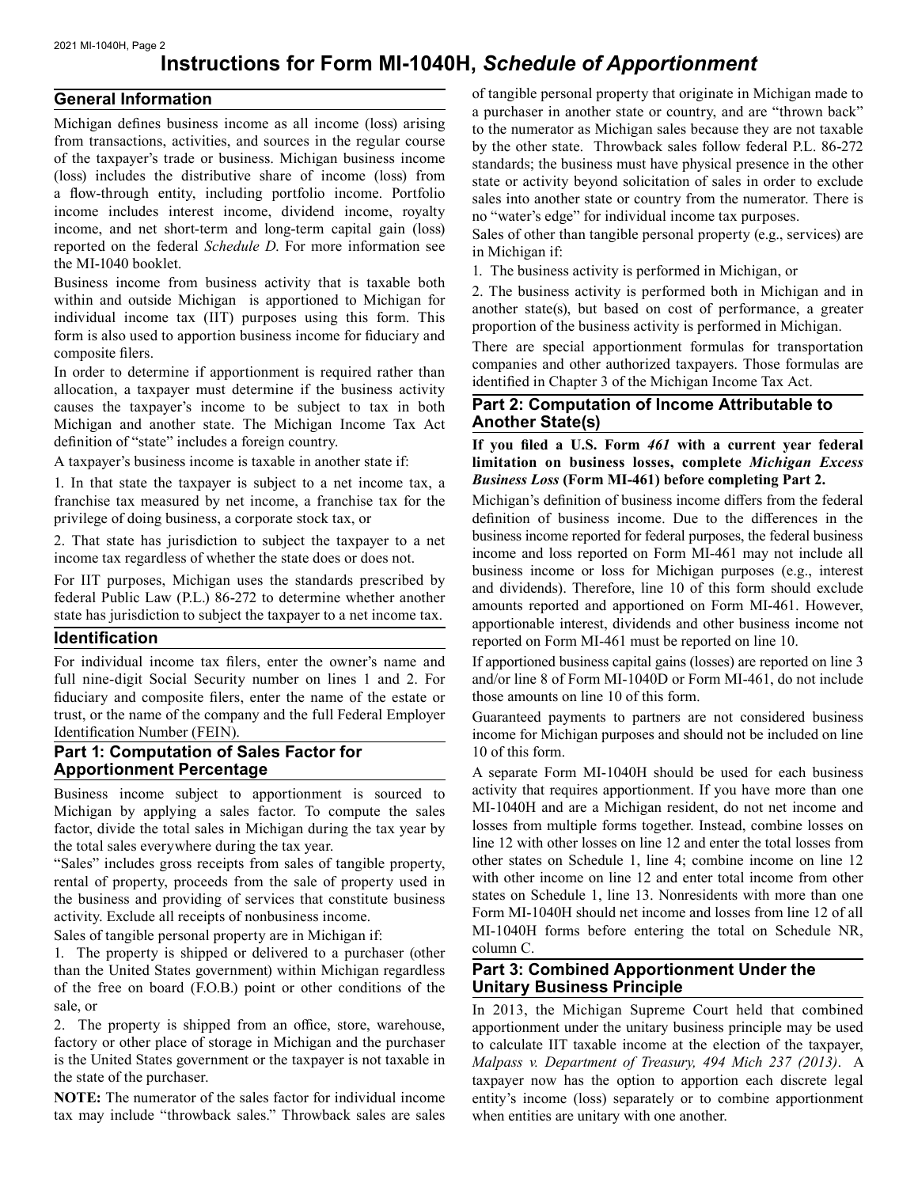# Instructions for Form MI-1040H, *Schedule of Apportionment*

## General Information

Michigan defines business income as all income (loss) arising from transactions, activities, and sources in the regular course of the taxpayer's trade or business. Michigan business income (loss) includes the distributive share of income (loss) from a flow-through entity, including portfolio income. Portfolio income includes interest income, dividend income, royalty income, and net short-term and long-term capital gain (loss) reported on the federal *Schedule D*. For more information see the MI-1040 booklet.

Business income from business activity that is taxable both within and outside Michigan is apportioned to Michigan for individual income tax (IIT) purposes using this form. This form is also used to apportion business income for fiduciary and composite filers.

In order to determine if apportionment is required rather than allocation, a taxpayer must determine if the business activity causes the taxpayer's income to be subject to tax in both Michigan and another state. The Michigan Income Tax Act definition of "state" includes a foreign country.

A taxpayer's business income is taxable in another state if:

1. In that state the taxpayer is subject to a net income tax, a franchise tax measured by net income, a franchise tax for the privilege of doing business, a corporate stock tax, or

2. That state has jurisdiction to subject the taxpayer to a net income tax regardless of whether the state does or does not.

For IIT purposes, Michigan uses the standards prescribed by federal Public Law (P.L.) 86-272 to determine whether another state has jurisdiction to subject the taxpayer to a net income tax.

## Identification

For individual income tax filers, enter the owner's name and full nine-digit Social Security number on lines 1 and 2. For fiduciary and composite filers, enter the name of the estate or trust, or the name of the company and the full Federal Employer Identification Number (FEIN).

## Part 1: Computation of Sales Factor for Apportionment Percentage

Business income subject to apportionment is sourced to Michigan by applying a sales factor. To compute the sales factor, divide the total sales in Michigan during the tax year by the total sales everywhere during the tax year.

"Sales" includes gross receipts from sales of tangible property, rental of property, proceeds from the sale of property used in the business and providing of services that constitute business activity. Exclude all receipts of nonbusiness income.

Sales of tangible personal property are in Michigan if:

1. The property is shipped or delivered to a purchaser (other than the United States government) within Michigan regardless of the free on board (F.O.B.) point or other conditions of the sale, or

2. The property is shipped from an office, store, warehouse, factory or other place of storage in Michigan and the purchaser is the United States government or the taxpayer is not taxable in the state of the purchaser.

**NOTE:** The numerator of the sales factor for individual income tax may include "throwback sales." Throwback sales are sales of tangible personal property that originate in Michigan made to a purchaser in another state or country, and are "thrown back" to the numerator as Michigan sales because they are not taxable by the other state. Throwback sales follow federal P.L. 86-272 standards; the business must have physical presence in the other state or activity beyond solicitation of sales in order to exclude sales into another state or country from the numerator. There is no "water's edge" for individual income tax purposes.

Sales of other than tangible personal property (e.g., services) are in Michigan if:

1. The business activity is performed in Michigan, or

2. The business activity is performed both in Michigan and in another state(s), but based on cost of performance, a greater proportion of the business activity is performed in Michigan.

There are special apportionment formulas for transportation companies and other authorized taxpayers. Those formulas are identified in Chapter 3 of the Michigan Income Tax Act.

## Part 2: Computation of Income Attributable to Another State(s)

**If you filed a U.S. Form *461* with a current year federal limitation on business losses, complete *Michigan Excess Business Loss* (Form MI-461) before completing Part 2.**

Michigan's definition of business income differs from the federal definition of business income. Due to the differences in the business income reported for federal purposes, the federal business income and loss reported on Form MI-461 may not include all business income or loss for Michigan purposes (e.g., interest and dividends). Therefore, line 10 of this form should exclude amounts reported and apportioned on Form MI-461. However, apportionable interest, dividends and other business income not reported on Form MI-461 must be reported on line 10.

If apportioned business capital gains (losses) are reported on line 3 and/or line 8 of Form MI-1040D or Form MI-461, do not include those amounts on line 10 of this form.

Guaranteed payments to partners are not considered business income for Michigan purposes and should not be included on line 10 of this form.

A separate Form MI-1040H should be used for each business activity that requires apportionment. If you have more than one MI-1040H and are a Michigan resident, do not net income and losses from multiple forms together. Instead, combine losses on line 12 with other losses on line 12 and enter the total losses from other states on Schedule 1, line 4; combine income on line 12 with other income on line 12 and enter total income from other states on Schedule 1, line 13. Nonresidents with more than one Form MI-1040H should net income and losses from line 12 of all MI-1040H forms before entering the total on Schedule NR, column C.

## Part 3: Combined Apportionment Under the Unitary Business Principle

In 2013, the Michigan Supreme Court held that combined apportionment under the unitary business principle may be used to calculate IIT taxable income at the election of the taxpayer, *Malpass v. Department of Treasury, 494 Mich 237 (2013)*. A taxpayer now has the option to apportion each discrete legal entity's income (loss) separately or to combine apportionment when entities are unitary with one another.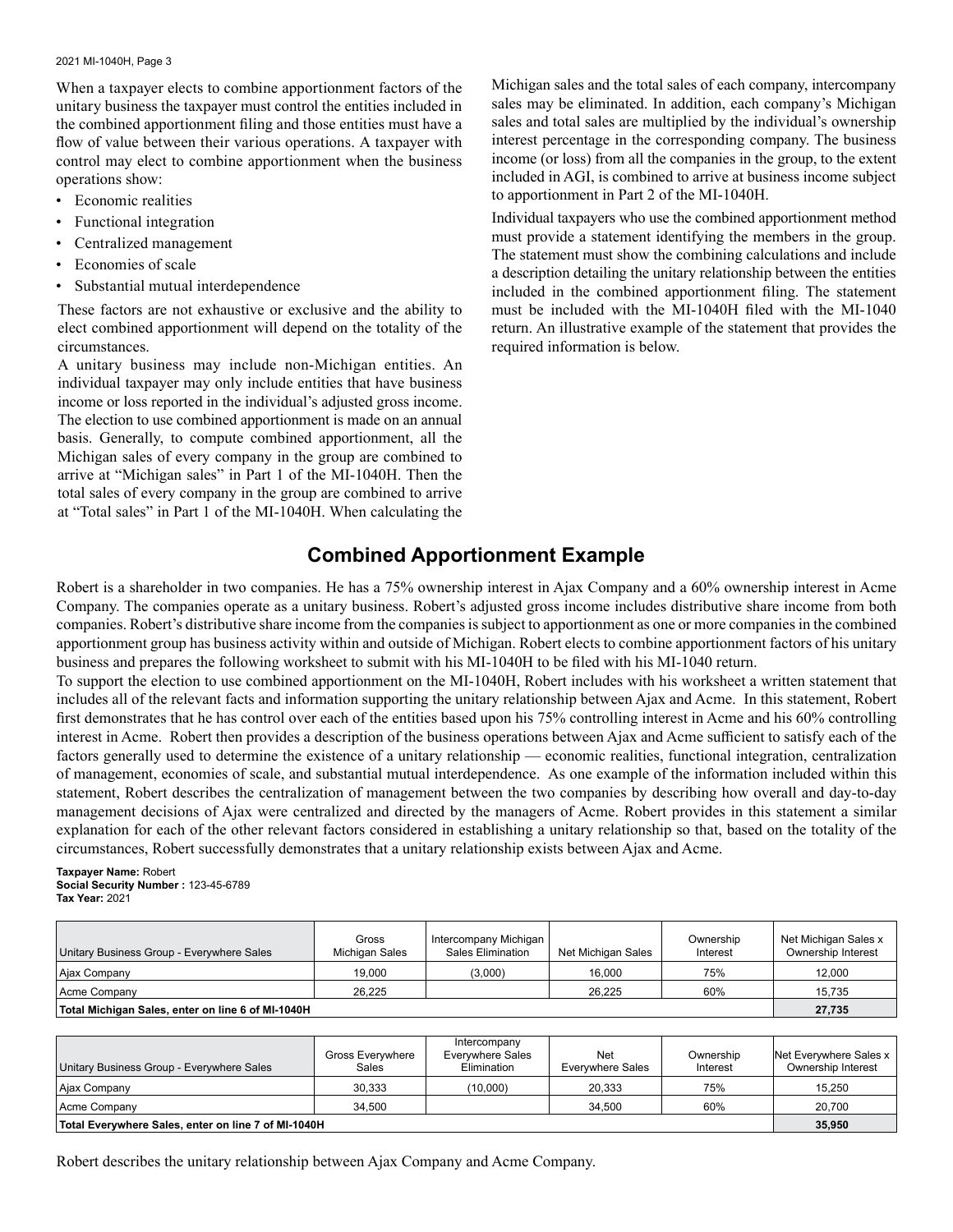When a taxpayer elects to combine apportionment factors of the unitary business the taxpayer must control the entities included in the combined apportionment filing and those entities must have a flow of value between their various operations. A taxpayer with control may elect to combine apportionment when the business operations show:

- Economic realities
- Functional integration
- Centralized management
- Economies of scale
- Substantial mutual interdependence

These factors are not exhaustive or exclusive and the ability to elect combined apportionment will depend on the totality of the circumstances.

A unitary business may include non-Michigan entities. An individual taxpayer may only include entities that have business income or loss reported in the individual's adjusted gross income. The election to use combined apportionment is made on an annual basis. Generally, to compute combined apportionment, all the Michigan sales of every company in the group are combined to arrive at "Michigan sales" in Part 1 of the MI-1040H. Then the total sales of every company in the group are combined to arrive at "Total sales" in Part 1 of the MI-1040H. When calculating the Michigan sales and the total sales of each company, intercompany sales may be eliminated. In addition, each company's Michigan sales and total sales are multiplied by the individual's ownership interest percentage in the corresponding company. The business income (or loss) from all the companies in the group, to the extent included in AGI, is combined to arrive at business income subject to apportionment in Part 2 of the MI-1040H.

Individual taxpayers who use the combined apportionment method must provide a statement identifying the members in the group. The statement must show the combining calculations and include a description detailing the unitary relationship between the entities included in the combined apportionment filing. The statement must be included with the MI-1040H filed with the MI-1040 return. An illustrative example of the statement that provides the required information is below.

## Combined Apportionment Example

Robert is a shareholder in two companies. He has a 75% ownership interest in Ajax Company and a 60% ownership interest in Acme Company. The companies operate as a unitary business. Robert's adjusted gross income includes distributive share income from both companies. Robert's distributive share income from the companies is subject to apportionment as one or more companies in the combined apportionment group has business activity within and outside of Michigan. Robert elects to combine apportionment factors of his unitary business and prepares the following worksheet to submit with his MI-1040H to be filed with his MI-1040 return.

To support the election to use combined apportionment on the MI-1040H, Robert includes with his worksheet a written statement that includes all of the relevant facts and information supporting the unitary relationship between Ajax and Acme. In this statement, Robert first demonstrates that he has control over each of the entities based upon his 75% controlling interest in Acme and his 60% controlling interest in Acme. Robert then provides a description of the business operations between Ajax and Acme sufficient to satisfy each of the factors generally used to determine the existence of a unitary relationship — economic realities, functional integration, centralization of management, economies of scale, and substantial mutual interdependence. As one example of the information included within this statement, Robert describes the centralization of management between the two companies by describing how overall and day-to-day management decisions of Ajax were centralized and directed by the managers of Acme. Robert provides in this statement a similar explanation for each of the other relevant factors considered in establishing a unitary relationship so that, based on the totality of the circumstances, Robert successfully demonstrates that a unitary relationship exists between Ajax and Acme.

**Taxpayer Name:** Robert
**Social Security Number :** 123-45-6789
**Tax Year:** 2021

| Unitary Business Group - Everywhere Sales | Gross Michigan Sales | Intercompany Michigan Sales Elimination | Net Michigan Sales | Ownership Interest | Net Michigan Sales x Ownership Interest |
|---|---|---|---|---|---|
| Ajax Company | 19,000 | (3,000) | 16,000 | 75% | 12,000 |
| Acme Company | 26,225 | | 26,225 | 60% | 15,735 |
| **Total Michigan Sales, enter on line 6 of MI-1040H** | | | | | **27,735** |

| Unitary Business Group - Everywhere Sales | Gross Everywhere Sales | Intercompany Everywhere Sales Elimination | Net Everywhere Sales | Ownership Interest | Net Everywhere Sales x Ownership Interest |
|---|---|---|---|---|---|
| Ajax Company | 30,333 | (10,000) | 20,333 | 75% | 15,250 |
| Acme Company | 34,500 | | 34,500 | 60% | 20,700 |
| **Total Everywhere Sales, enter on line 7 of MI-1040H** | | | | | **35,950** |

Robert describes the unitary relationship between Ajax Company and Acme Company.